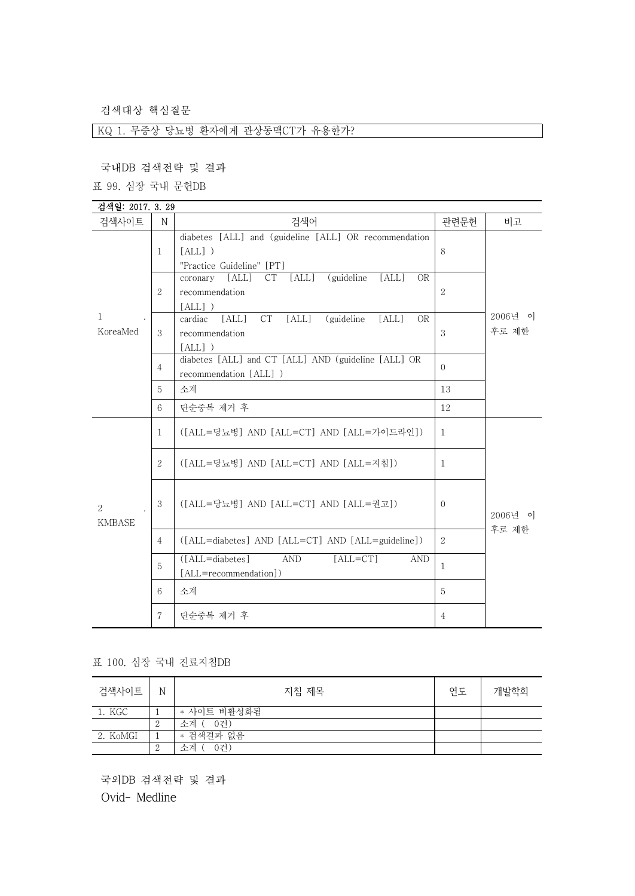검색대상 핵심질문

| KQ 1. 무증상 당뇨병 환자에게 관상동맥CT가 유용한가? |
|---|

국내DB 검색전략 및 결과

표 99. 심장 국내 문헌DB

검색일: 2017. 3. 29

| 검색사이트 | N | 검색어 | 관련문헌 | 비고 |
|---|---|---|---|---|
| 1. KoreaMed | 1 | diabetes [ALL] and (guideline [ALL] OR recommendation [ALL] ) "Practice Guideline" [PT] | 8 | 2006년 이후로 제한 |
| | 2 | coronary [ALL] CT [ALL] (guideline [ALL] OR recommendation [ALL] ) | 2 | |
| | 3 | cardiac [ALL] CT [ALL] (guideline [ALL] OR recommendation [ALL] ) | 3 | |
| | 4 | diabetes [ALL] and CT [ALL] AND (guideline [ALL] OR recommendation [ALL] ) | 0 | |
| | 5 | 소계 | 13 | |
| | 6 | 단순중복 제거 후 | 12 | |
| 2. KMBASE | 1 | ([ALL=당뇨병] AND [ALL=CT] AND [ALL=가이드라인]) | 1 | 2006년 이후로 제한 |
| | 2 | ([ALL=당뇨병] AND [ALL=CT] AND [ALL=지침]) | 1 | |
| | 3 | ([ALL=당뇨병] AND [ALL=CT] AND [ALL=권고]) | 0 | |
| | 4 | ([ALL=diabetes] AND [ALL=CT] AND [ALL=guideline]) | 2 | |
| | 5 | ([ALL=diabetes] AND [ALL=CT] AND [ALL=recommendation]) | 1 | |
| | 6 | 소계 | 5 | |
| | 7 | 단순중복 제거 후 | 4 | |

표 100. 심장 국내 진료지침DB

| 검색사이트 | N | 지침 제목 | 연도 | 개발학회 |
|---|---|---|---|---|
| 1. KGC | 1 | * 사이트 비활성화됨 | | |
| | 2 | 소계 ( 0건) | | |
| 2. KoMGI | 1 | * 검색결과 없음 | | |
| | 2 | 소계 ( 0건) | | |

국외DB 검색전략 및 결과

Ovid- Medline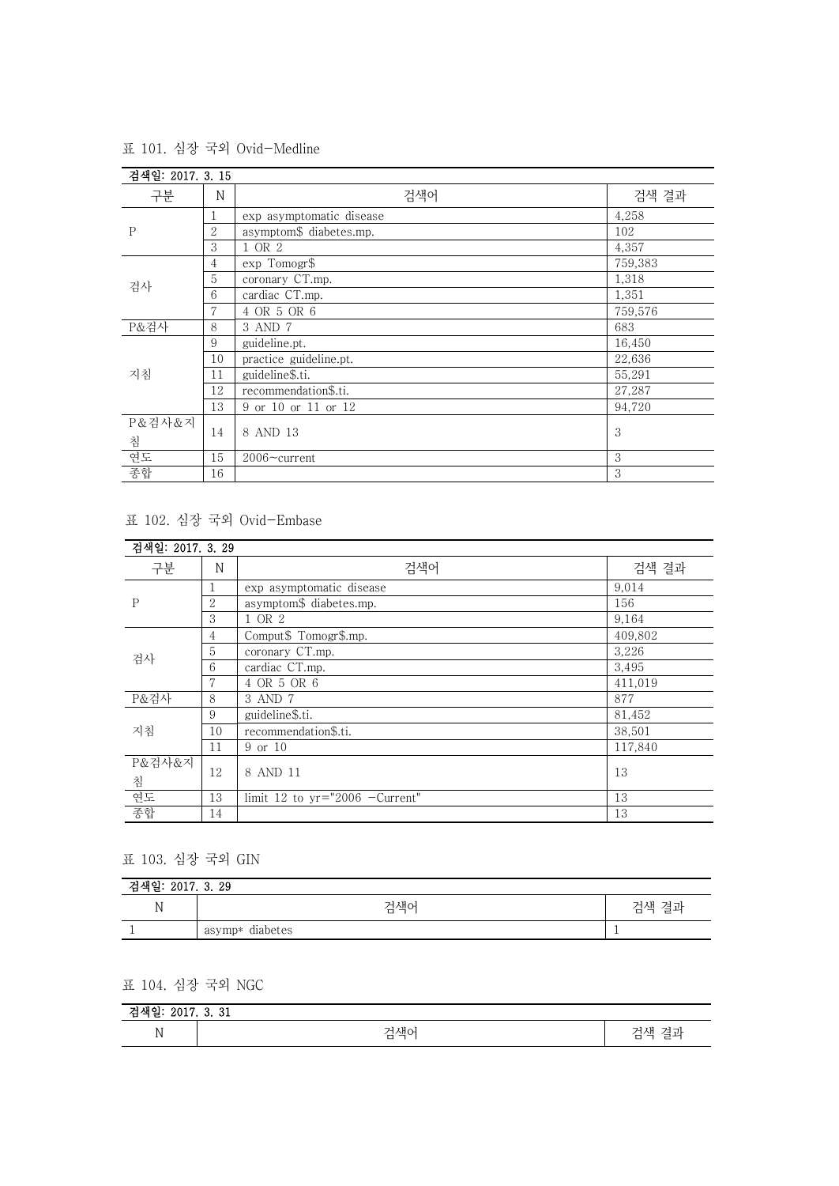표 101. 심장 국외 Ovid-Medline

| 검색일: 2017. 3. 15 | | | |
|---|---|---|---|
| 구분 | N | 검색어 | 검색 결과 |
| P | 1 | exp asymptomatic disease | 4,258 |
| | 2 | asymptom$ diabetes.mp. | 102 |
| | 3 | 1 OR 2 | 4,357 |
| 검사 | 4 | exp Tomogr$ | 759,383 |
| | 5 | coronary CT.mp. | 1,318 |
| | 6 | cardiac CT.mp. | 1,351 |
| | 7 | 4 OR 5 OR 6 | 759,576 |
| P&검사 | 8 | 3 AND 7 | 683 |
| 지침 | 9 | guideline.pt. | 16,450 |
| | 10 | practice guideline.pt. | 22,636 |
| | 11 | guideline$.ti. | 55,291 |
| | 12 | recommendation$.ti. | 27,287 |
| | 13 | 9 or 10 or 11 or 12 | 94,720 |
| P&검사&지침 | 14 | 8 AND 13 | 3 |
| 연도 | 15 | 2006~current | 3 |
| 종합 | 16 | | 3 |

표 102. 심장 국외 Ovid-Embase

| 검색일: 2017. 3. 29 | | | |
|---|---|---|---|
| 구분 | N | 검색어 | 검색 결과 |
| P | 1 | exp asymptomatic disease | 9,014 |
| | 2 | asymptom$ diabetes.mp. | 156 |
| | 3 | 1 OR 2 | 9,164 |
| 검사 | 4 | Comput$ Tomogr$.mp. | 409,802 |
| | 5 | coronary CT.mp. | 3,226 |
| | 6 | cardiac CT.mp. | 3,495 |
| | 7 | 4 OR 5 OR 6 | 411,019 |
| P&검사 | 8 | 3 AND 7 | 877 |
| 지침 | 9 | guideline$.ti. | 81,452 |
| | 10 | recommendation$.ti. | 38,501 |
| | 11 | 9 or 10 | 117,840 |
| P&검사&지침 | 12 | 8 AND 11 | 13 |
| 연도 | 13 | limit 12 to yr="2006 -Current" | 13 |
| 종합 | 14 | | 13 |

표 103. 심장 국외 GIN

| 검색일: 2017. 3. 29 | | |
|---|---|---|
| N | 검색어 | 검색 결과 |
| 1 | asymp* diabetes | 1 |

표 104. 심장 국외 NGC

| 검색일: 2017. 3. 31 | | |
|---|---|---|
| N | 검색어 | 검색 결과 |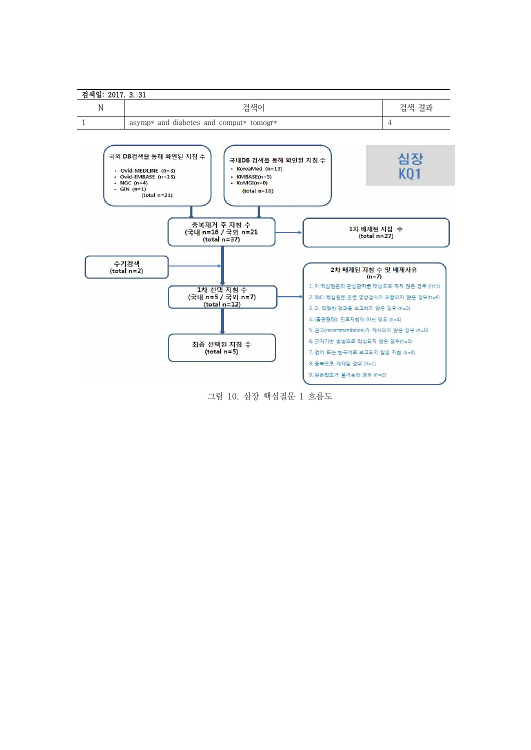검색일: 2017. 3. 31

| N | 검색어 | 검색 결과 |
|---|---|---|
| 1 | asymp* and diabetes and comput* tomogr* | 4 |

국외 DB검색을 통해 확인된 지침 수
- Ovid-MEDLINE (n=3)
- Ovid-EMBASE (n=13)
- NGC (n=4)
- GIN (n=1)

(total n=21)

국내DB 검색을 통해 확인된 지침 수
- KoreaMed (n=13)
- KMBASE(n=5)
- KoMGI(n=0)

(total n=18)

심장
KQ1

중복제거 후 지침 수
(국내 n=16 / 국외 n=21
(total n=37)

1차 배제된 지침 수
(total n=27)

수기검색
(total n=2)

1차 선택 지침 수
(국내 n=5 / 국외 n=7)
(total n=12)

2차 배제된 지침 수 및 배제사유
(n=7)
1. P: 핵심질문의 관심환자를 대상으로 하지 않은 경우 (n=1)
2. I&C: 핵심질문 관련 영상검사가 포함되지 않은 경우(n=4)
3. O: 적절한 결과를 보고하지 않은 경우 (n=0)
4. (출판형태): 진료지침이 아닌 경우 (n=1)
5. 권고(recommendation)가 제시되지 않은 경우 (n=0)
6. 근거기반 방법으로 작성되지 않은 경우(n=0)
7. 영어 또는 한국어로 보고되지 않은 지침 (n=0)
8. 중복으로 게재된 경우 (n=1)
9. 원문확보가 불가능한 경우 (n=0)

최종 선택된 지침 수
(total n=5)

그림 10. 심장 핵심질문 1 흐름도